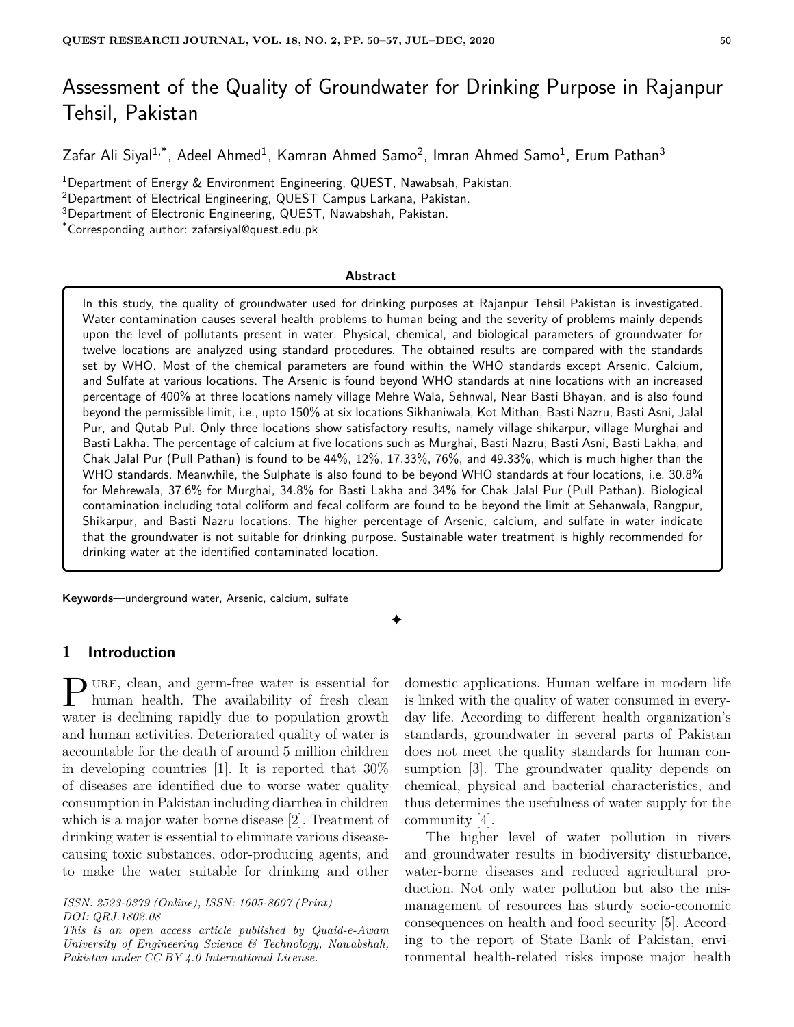# Assessment of the Quality of Groundwater for Drinking Purpose in Rajanpur Tehsil, Pakistan

Zafar Ali Siyal[1,*], Adeel Ahmed[1], Kamran Ahmed Samo[2], Imran Ahmed Samo[1], Erum Pathan[3]

[1]Department of Energy & Environment Engineering, QUEST, Nawabsah, Pakistan.
[2]Department of Electrical Engineering, QUEST Campus Larkana, Pakistan.
[3]Department of Electronic Engineering, QUEST, Nawabshah, Pakistan.
[*]Corresponding author: zafarsiyal@quest.edu.pk

**Abstract**

In this study, the quality of groundwater used for drinking purposes at Rajanpur Tehsil Pakistan is investigated. Water contamination causes several health problems to human being and the severity of problems mainly depends upon the level of pollutants present in water. Physical, chemical, and biological parameters of groundwater for twelve locations are analyzed using standard procedures. The obtained results are compared with the standards set by WHO. Most of the chemical parameters are found within the WHO standards except Arsenic, Calcium, and Sulfate at various locations. The Arsenic is found beyond WHO standards at nine locations with an increased percentage of 400% at three locations namely village Mehre Wala, Sehnwal, Near Basti Bhayan, and is also found beyond the permissible limit, i.e., upto 150% at six locations Sikhaniwala, Kot Mithan, Basti Nazru, Basti Asni, Jalal Pur, and Qutab Pul. Only three locations show satisfactory results, namely village shikarpur, village Murghai and Basti Lakha. The percentage of calcium at five locations such as Murghai, Basti Nazru, Basti Asni, Basti Lakha, and Chak Jalal Pur (Pull Pathan) is found to be 44%, 12%, 17.33%, 76%, and 49.33%, which is much higher than the WHO standards. Meanwhile, the Sulphate is also found to be beyond WHO standards at four locations, i.e. 30.8% for Mehrewala, 37.6% for Murghai, 34.8% for Basti Lakha and 34% for Chak Jalal Pur (Pull Pathan). Biological contamination including total coliform and fecal coliform are found to be beyond the limit at Sehanwala, Rangpur, Shikarpur, and Basti Nazru locations. The higher percentage of Arsenic, calcium, and sulfate in water indicate that the groundwater is not suitable for drinking purpose. Sustainable water treatment is highly recommended for drinking water at the identified contaminated location.

**Keywords**—underground water, Arsenic, calcium, sulfate

## 1 Introduction

Pure, clean, and germ-free water is essential for human health. The availability of fresh clean water is declining rapidly due to population growth and human activities. Deteriorated quality of water is accountable for the death of around 5 million children in developing countries [1]. It is reported that 30% of diseases are identified due to worse water quality consumption in Pakistan including diarrhea in children which is a major water borne disease [2]. Treatment of drinking water is essential to eliminate various disease-causing toxic substances, odor-producing agents, and to make the water suitable for drinking and other domestic applications. Human welfare in modern life is linked with the quality of water consumed in everyday life. According to different health organization's standards, groundwater in several parts of Pakistan does not meet the quality standards for human consumption [3]. The groundwater quality depends on chemical, physical and bacterial characteristics, and thus determines the usefulness of water supply for the community [4].

The higher level of water pollution in rivers and groundwater results in biodiversity disturbance, water-borne diseases and reduced agricultural production. Not only water pollution but also the mismanagement of resources has sturdy socio-economic consequences on health and food security [5]. According to the report of State Bank of Pakistan, environmental health-related risks impose major health

*ISSN: 2523-0379 (Online), ISSN: 1605-8607 (Print)*
*DOI: QRJ.1802.08*
*This is an open access article published by Quaid-e-Awam University of Engineering Science & Technology, Nawabshah, Pakistan under CC BY 4.0 International License.*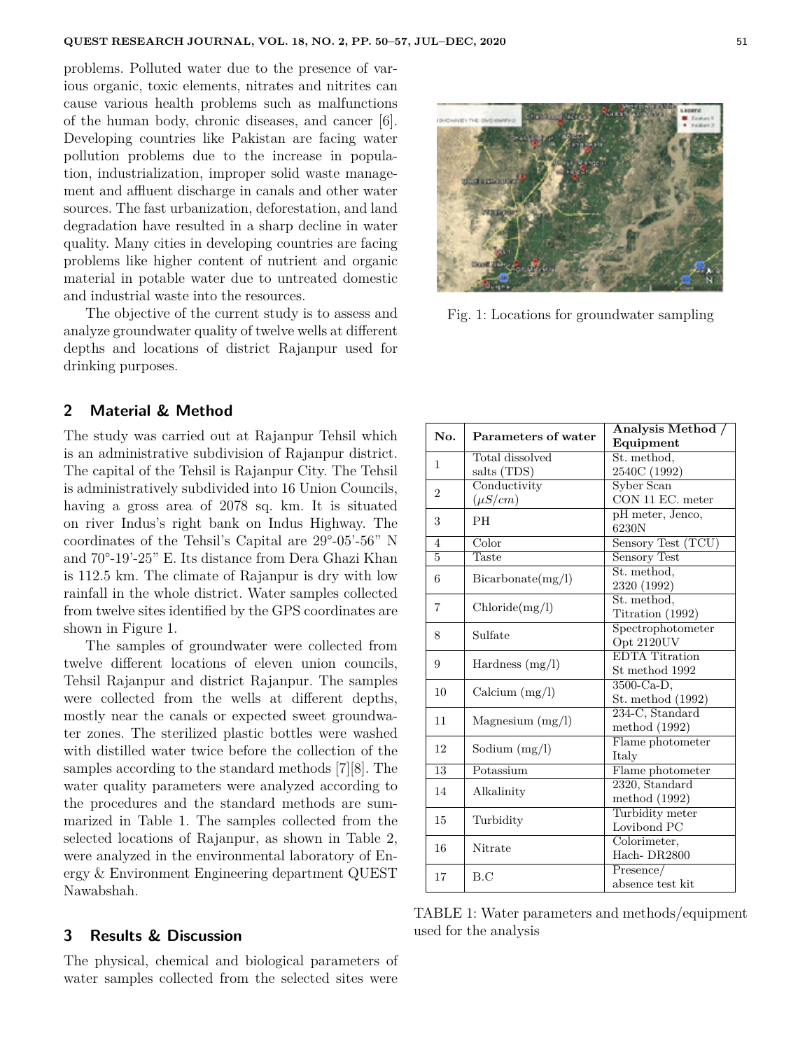problems. Polluted water due to the presence of various organic, toxic elements, nitrates and nitrites can cause various health problems such as malfunctions of the human body, chronic diseases, and cancer [6]. Developing countries like Pakistan are facing water pollution problems due to the increase in population, industrialization, improper solid waste management and affluent discharge in canals and other water sources. The fast urbanization, deforestation, and land degradation have resulted in a sharp decline in water quality. Many cities in developing countries are facing problems like higher content of nutrient and organic material in potable water due to untreated domestic and industrial waste into the resources.

The objective of the current study is to assess and analyze groundwater quality of twelve wells at different depths and locations of district Rajanpur used for drinking purposes.

Fig. 1: Locations for groundwater sampling

## 2 Material & Method

The study was carried out at Rajanpur Tehsil which is an administrative subdivision of Rajanpur district. The capital of the Tehsil is Rajanpur City. The Tehsil is administratively subdivided into 16 Union Councils, having a gross area of 2078 sq. km. It is situated on river Indus's right bank on Indus Highway. The coordinates of the Tehsil's Capital are 29°-05'-56" N and 70°-19'-25" E. Its distance from Dera Ghazi Khan is 112.5 km. The climate of Rajanpur is dry with low rainfall in the whole district. Water samples collected from twelve sites identified by the GPS coordinates are shown in Figure 1.

The samples of groundwater were collected from twelve different locations of eleven union councils, Tehsil Rajanpur and district Rajanpur. The samples were collected from the wells at different depths, mostly near the canals or expected sweet groundwater zones. The sterilized plastic bottles were washed with distilled water twice before the collection of the samples according to the standard methods [7][8]. The water quality parameters were analyzed according to the procedures and the standard methods are summarized in Table 1. The samples collected from the selected locations of Rajanpur, as shown in Table 2, were analyzed in the environmental laboratory of Energy & Environment Engineering department QUEST Nawabshah.

| No. | Parameters of water | Analysis Method / Equipment |
|---|---|---|
| 1 | Total dissolved salts (TDS) | St. method, 2540C (1992) |
| 2 | Conductivity ($\mu S/cm$) | Syber Scan CON 11 EC. meter |
| 3 | PH | pH meter, Jenco, 6230N |
| 4 | Color | Sensory Test (TCU) |
| 5 | Taste | Sensory Test |
| 6 | Bicarbonate(mg/l) | St. method, 2320 (1992) |
| 7 | Chloride(mg/l) | St. method, Titration (1992) |
| 8 | Sulfate | Spectrophotometer Opt 2120UV |
| 9 | Hardness (mg/l) | EDTA Titration St method 1992 |
| 10 | Calcium (mg/l) | 3500-Ca-D, St. method (1992) |
| 11 | Magnesium (mg/l) | 234-C, Standard method (1992) |
| 12 | Sodium (mg/l) | Flame photometer Italy |
| 13 | Potassium | Flame photometer |
| 14 | Alkalinity | 2320, Standard method (1992) |
| 15 | Turbidity | Turbidity meter Lovibond PC |
| 16 | Nitrate | Colorimeter, Hach- DR2800 |
| 17 | B.C | Presence/ absence test kit |

TABLE 1: Water parameters and methods/equipment used for the analysis

## 3 Results & Discussion

The physical, chemical and biological parameters of water samples collected from the selected sites were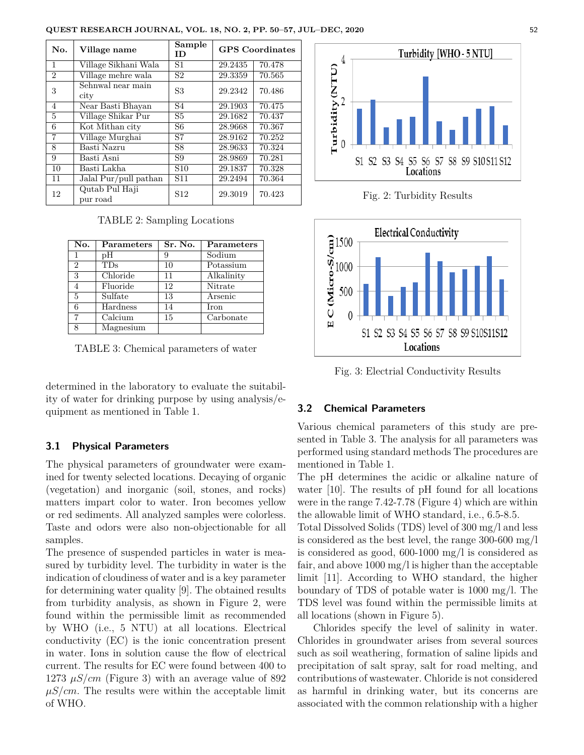| No. | Village name | Sample ID | GPS Coordinates | |
|---|---|---|---|---|
| 1 | Village Sikhani Wala | S1 | 29.2435 | 70.478 |
| 2 | Village mehre wala | S2 | 29.3359 | 70.565 |
| 3 | Sehnwal near main city | S3 | 29.2342 | 70.486 |
| 4 | Near Basti Bhayan | S4 | 29.1903 | 70.475 |
| 5 | Village Shikar Pur | S5 | 29.1682 | 70.437 |
| 6 | Kot Mithan city | S6 | 28.9668 | 70.367 |
| 7 | Village Murghai | S7 | 28.9162 | 70.252 |
| 8 | Basti Nazru | S8 | 28.9633 | 70.324 |
| 9 | Basti Asni | S9 | 28.9869 | 70.281 |
| 10 | Basti Lakha | S10 | 29.1837 | 70.328 |
| 11 | Jalal Pur/pull pathan | S11 | 29.2494 | 70.364 |
| 12 | Qutab Pul Haji pur road | S12 | 29.3019 | 70.423 |

TABLE 2: Sampling Locations

| No. | Parameters | Sr. No. | Parameters |
|---|---|---|---|
| 1 | pH | 9 | Sodium |
| 2 | TDs | 10 | Potassium |
| 3 | Chloride | 11 | Alkalinity |
| 4 | Fluoride | 12 | Nitrate |
| 5 | Sulfate | 13 | Arsenic |
| 6 | Hardness | 14 | Iron |
| 7 | Calcium | 15 | Carbonate |
| 8 | Magnesium | | |

TABLE 3: Chemical parameters of water

determined in the laboratory to evaluate the suitability of water for drinking purpose by using analysis/equipment as mentioned in Table 1.

### 3.1 Physical Parameters

The physical parameters of groundwater were examined for twenty selected locations. Decaying of organic (vegetation) and inorganic (soil, stones, and rocks) matters impart color to water. Iron becomes yellow or red sediments. All analyzed samples were colorless. Taste and odors were also non-objectionable for all samples.

The presence of suspended particles in water is measured by turbidity level. The turbidity in water is the indication of cloudiness of water and is a key parameter for determining water quality [9]. The obtained results from turbidity analysis, as shown in Figure 2, were found within the permissible limit as recommended by WHO (i.e., 5 NTU) at all locations. Electrical conductivity (EC) is the ionic concentration present in water. Ions in solution cause the flow of electrical current. The results for EC were found between 400 to 1273 $\mu S/cm$ (Figure 3) with an average value of 892 $\mu S/cm$. The results were within the acceptable limit of WHO.

Fig. 2: Turbidity Results

Fig. 3: Electrial Conductivity Results

### 3.2 Chemical Parameters

Various chemical parameters of this study are presented in Table 3. The analysis for all parameters was performed using standard methods The procedures are mentioned in Table 1.

The pH determines the acidic or alkaline nature of water [10]. The results of pH found for all locations were in the range 7.42-7.78 (Figure 4) which are within the allowable limit of WHO standard, i.e., 6.5-8.5.

Total Dissolved Solids (TDS) level of 300 mg/l and less is considered as the best level, the range 300-600 mg/l is considered as good, 600-1000 mg/l is considered as fair, and above 1000 mg/l is higher than the acceptable limit [11]. According to WHO standard, the higher boundary of TDS of potable water is 1000 mg/l. The TDS level was found within the permissible limits at all locations (shown in Figure 5).

Chlorides specify the level of salinity in water. Chlorides in groundwater arises from several sources such as soil weathering, formation of saline lipids and precipitation of salt spray, salt for road melting, and contributions of wastewater. Chloride is not considered as harmful in drinking water, but its concerns are associated with the common relationship with a higher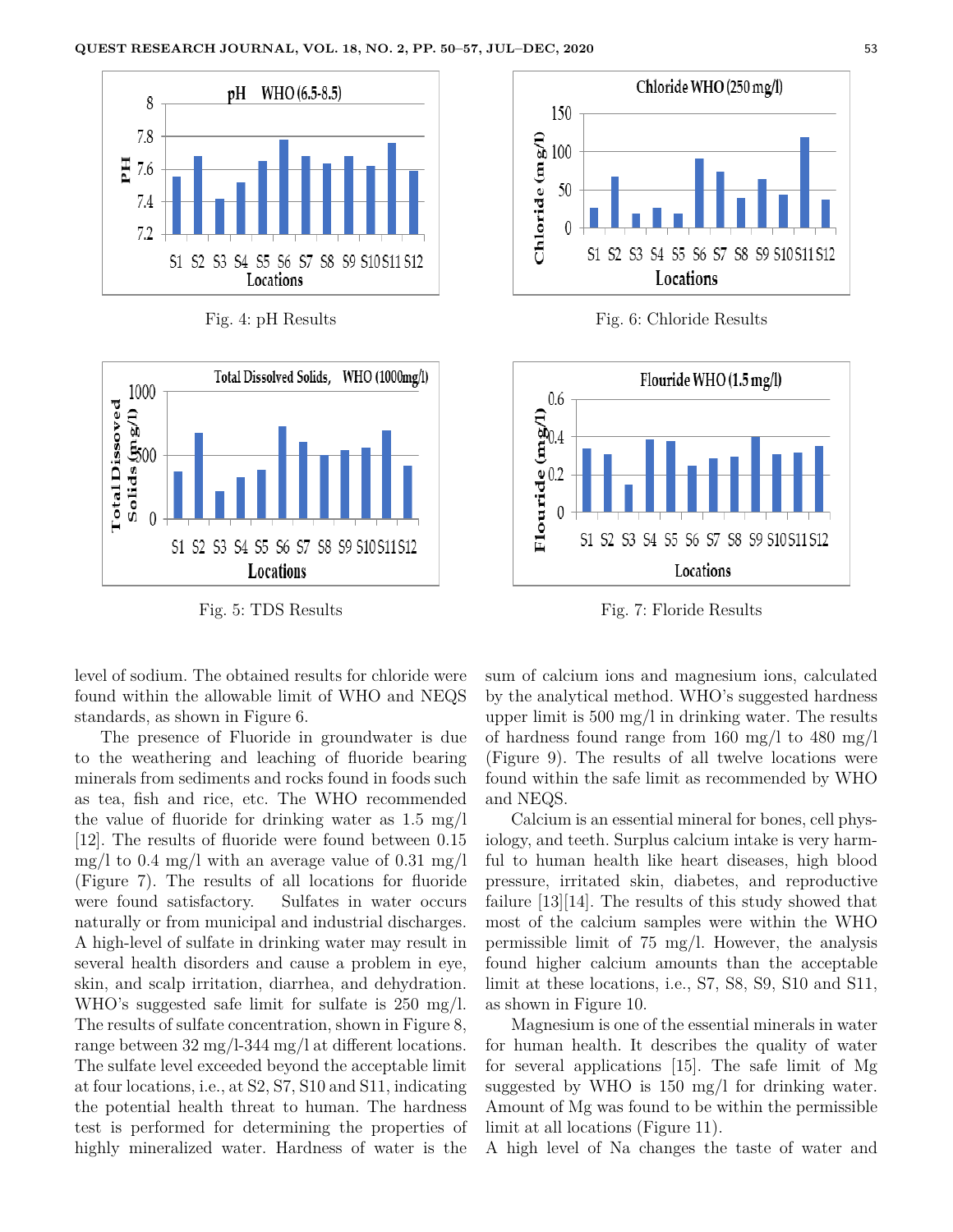Fig. 4: pH Results

Fig. 6: Chloride Results

Fig. 5: TDS Results

Fig. 7: Floride Results

level of sodium. The obtained results for chloride were found within the allowable limit of WHO and NEQS standards, as shown in Figure 6.

The presence of Fluoride in groundwater is due to the weathering and leaching of fluoride bearing minerals from sediments and rocks found in foods such as tea, fish and rice, etc. The WHO recommended the value of fluoride for drinking water as 1.5 mg/l [12]. The results of fluoride were found between 0.15 mg/l to 0.4 mg/l with an average value of 0.31 mg/l (Figure 7). The results of all locations for fluoride were found satisfactory. Sulfates in water occurs naturally or from municipal and industrial discharges. A high-level of sulfate in drinking water may result in several health disorders and cause a problem in eye, skin, and scalp irritation, diarrhea, and dehydration. WHO's suggested safe limit for sulfate is 250 mg/l. The results of sulfate concentration, shown in Figure 8, range between 32 mg/l-344 mg/l at different locations. The sulfate level exceeded beyond the acceptable limit at four locations, i.e., at S2, S7, S10 and S11, indicating the potential health threat to human. The hardness test is performed for determining the properties of highly mineralized water. Hardness of water is the sum of calcium ions and magnesium ions, calculated by the analytical method. WHO's suggested hardness upper limit is 500 mg/l in drinking water. The results of hardness found range from 160 mg/l to 480 mg/l (Figure 9). The results of all twelve locations were found within the safe limit as recommended by WHO and NEQS.

Calcium is an essential mineral for bones, cell physiology, and teeth. Surplus calcium intake is very harmful to human health like heart diseases, high blood pressure, irritated skin, diabetes, and reproductive failure [13][14]. The results of this study showed that most of the calcium samples were within the WHO permissible limit of 75 mg/l. However, the analysis found higher calcium amounts than the acceptable limit at these locations, i.e., S7, S8, S9, S10 and S11, as shown in Figure 10.

Magnesium is one of the essential minerals in water for human health. It describes the quality of water for several applications [15]. The safe limit of Mg suggested by WHO is 150 mg/l for drinking water. Amount of Mg was found to be within the permissible limit at all locations (Figure 11).

A high level of Na changes the taste of water and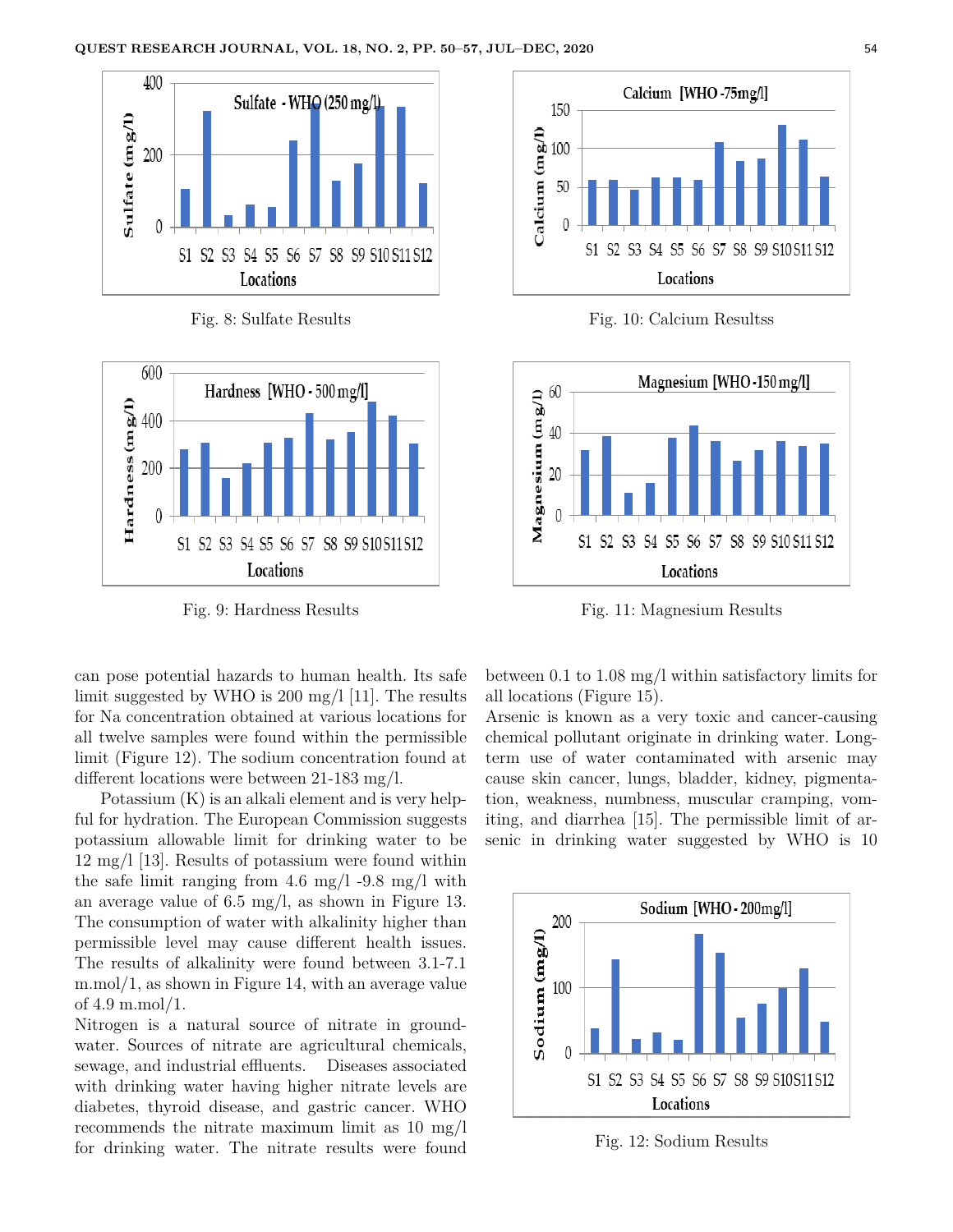Fig. 8: Sulfate Results

Fig. 10: Calcium Resultss

Fig. 9: Hardness Results

Fig. 11: Magnesium Results

can pose potential hazards to human health. Its safe limit suggested by WHO is 200 mg/l [11]. The results for Na concentration obtained at various locations for all twelve samples were found within the permissible limit (Figure 12). The sodium concentration found at different locations were between 21-183 mg/l.

Potassium (K) is an alkali element and is very helpful for hydration. The European Commission suggests potassium allowable limit for drinking water to be 12 mg/l [13]. Results of potassium were found within the safe limit ranging from 4.6 mg/l -9.8 mg/l with an average value of 6.5 mg/l, as shown in Figure 13. The consumption of water with alkalinity higher than permissible level may cause different health issues. The results of alkalinity were found between 3.1-7.1 m.mol/1, as shown in Figure 14, with an average value of 4.9 m.mol/1.

Nitrogen is a natural source of nitrate in groundwater. Sources of nitrate are agricultural chemicals, sewage, and industrial effluents. Diseases associated with drinking water having higher nitrate levels are diabetes, thyroid disease, and gastric cancer. WHO recommends the nitrate maximum limit as 10 mg/l for drinking water. The nitrate results were found between 0.1 to 1.08 mg/l within satisfactory limits for all locations (Figure 15).

Arsenic is known as a very toxic and cancer-causing chemical pollutant originate in drinking water. Long-term use of water contaminated with arsenic may cause skin cancer, lungs, bladder, kidney, pigmentation, weakness, numbness, muscular cramping, vomiting, and diarrhea [15]. The permissible limit of arsenic in drinking water suggested by WHO is 10

Fig. 12: Sodium Results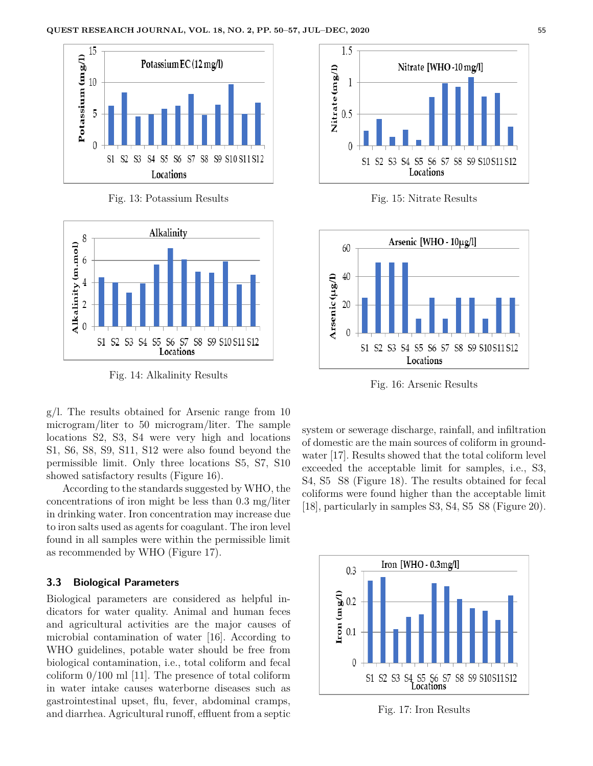Fig. 13: Potassium Results

Fig. 14: Alkalinity Results

Fig. 15: Nitrate Results

Fig. 16: Arsenic Results

g/l. The results obtained for Arsenic range from 10 microgram/liter to 50 microgram/liter. The sample locations S2, S3, S4 were very high and locations S1, S6, S8, S9, S11, S12 were also found beyond the permissible limit. Only three locations S5, S7, S10 showed satisfactory results (Figure 16).

According to the standards suggested by WHO, the concentrations of iron might be less than 0.3 mg/liter in drinking water. Iron concentration may increase due to iron salts used as agents for coagulant. The iron level found in all samples were within the permissible limit as recommended by WHO (Figure 17).

### 3.3 Biological Parameters

Biological parameters are considered as helpful indicators for water quality. Animal and human feces and agricultural activities are the major causes of microbial contamination of water [16]. According to WHO guidelines, potable water should be free from biological contamination, i.e., total coliform and fecal coliform 0/100 ml [11]. The presence of total coliform in water intake causes waterborne diseases such as gastrointestinal upset, flu, fever, abdominal cramps, and diarrhea. Agricultural runoff, effluent from a septic system or sewerage discharge, rainfall, and infiltration of domestic are the main sources of coliform in groundwater [17]. Results showed that the total coliform level exceeded the acceptable limit for samples, i.e., S3, S4, S5 S8 (Figure 18). The results obtained for fecal coliforms were found higher than the acceptable limit [18], particularly in samples S3, S4, S5 S8 (Figure 20).

Fig. 17: Iron Results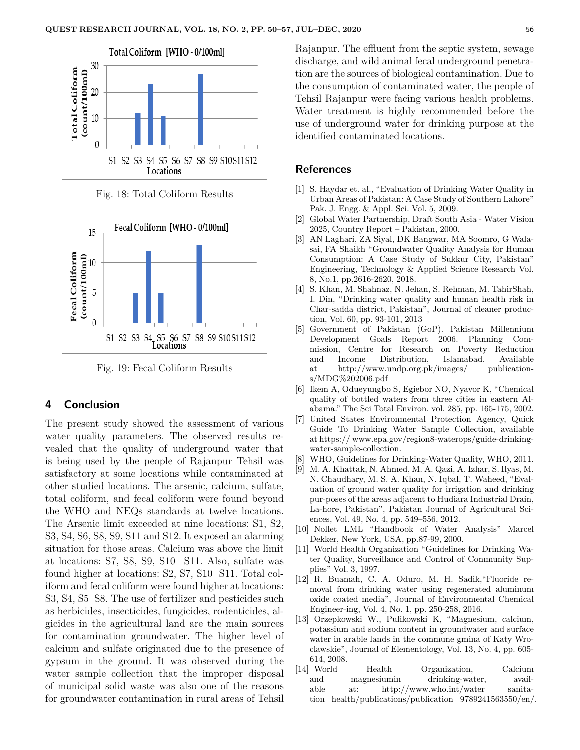Fig. 18: Total Coliform Results

Fig. 19: Fecal Coliform Results

## 4 Conclusion

The present study showed the assessment of various water quality parameters. The observed results revealed that the quality of underground water that is being used by the people of Rajanpur Tehsil was satisfactory at some locations while contaminated at other studied locations. The arsenic, calcium, sulfate, total coliform, and fecal coliform were found beyond the WHO and NEQs standards at twelve locations. The Arsenic limit exceeded at nine locations: S1, S2, S3, S4, S6, S8, S9, S11 and S12. It exposed an alarming situation for those areas. Calcium was above the limit at locations: S7, S8, S9, S10 S11. Also, sulfate was found higher at locations: S2, S7, S10 S11. Total coliform and fecal coliform were found higher at locations: S3, S4, S5 S8. The use of fertilizer and pesticides such as herbicides, insecticides, fungicides, rodenticides, algicides in the agricultural land are the main sources for contamination groundwater. The higher level of calcium and sulfate originated due to the presence of gypsum in the ground. It was observed during the water sample collection that the improper disposal of municipal solid waste was also one of the reasons for groundwater contamination in rural areas of Tehsil Rajanpur. The effluent from the septic system, sewage discharge, and wild animal fecal underground penetration are the sources of biological contamination. Due to the consumption of contaminated water, the people of Tehsil Rajanpur were facing various health problems. Water treatment is highly recommended before the use of underground water for drinking purpose at the identified contaminated locations.

## References

[1] S. Haydar et. al., "Evaluation of Drinking Water Quality in Urban Areas of Pakistan: A Case Study of Southern Lahore" Pak. J. Engg. & Appl. Sci. Vol. 5, 2009.

[2] Global Water Partnership, Draft South Asia - Water Vision 2025, Country Report – Pakistan, 2000.

[3] AN Laghari, ZA Siyal, DK Bangwar, MA Soomro, G Walasai, FA Shaikh "Groundwater Quality Analysis for Human Consumption: A Case Study of Sukkur City, Pakistan" Engineering, Technology & Applied Science Research Vol. 8, No.1, pp.2616-2620, 2018.

[4] S. Khan, M. Shahnaz, N. Jehan, S. Rehman, M. TahirShah, I. Din, "Drinking water quality and human health risk in Char-sadda district, Pakistan", Journal of cleaner production, Vol. 60, pp. 93-101, 2013

[5] Government of Pakistan (GoP). Pakistan Millennium Development Goals Report 2006. Planning Commission, Centre for Research on Poverty Reduction and Income Distribution, Islamabad. Available at http://www.undp.org.pk/images/ publications/MDG%202006.pdf

[6] Ikem A, Odueyungbo S, Egiebor NO, Nyavor K, "Chemical quality of bottled waters from three cities in eastern Alabama." The Sci Total Environ. vol. 285, pp. 165-175, 2002.

[7] United States Environmental Protection Agency, Quick Guide To Drinking Water Sample Collection, available at https:// www.epa.gov/region8-waterops/guide-drinking-water-sample-collection.

[8] WHO, Guidelines for Drinking-Water Quality, WHO, 2011.

[9] M. A. Khattak, N. Ahmed, M. A. Qazi, A. Izhar, S. Ilyas, M. N. Chaudhary, M. S. A. Khan, N. Iqbal, T. Waheed, "Evaluation of ground water quality for irrigation and drinking pur-poses of the areas adjacent to Hudiara Industrial Drain, La-hore, Pakistan", Pakistan Journal of Agricultural Sciences, Vol. 49, No. 4, pp. 549–556, 2012.

[10] Nollet LML "Handbook of Water Analysis" Marcel Dekker, New York, USA, pp.87-99, 2000.

[11] World Health Organization "Guidelines for Drinking Water Quality, Surveillance and Control of Community Supplies" Vol. 3, 1997.

[12] R. Buamah, C. A. Oduro, M. H. Sadik,"Fluoride removal from drinking water using regenerated aluminum oxide coated media", Journal of Environmental Chemical Engineer-ing, Vol. 4, No. 1, pp. 250-258, 2016.

[13] Orzepkowski W., Pulikowski K, "Magnesium, calcium, potassium and sodium content in groundwater and surface water in arable lands in the commune gmina of Katy Wroclawskie", Journal of Elementology, Vol. 13, No. 4, pp. 605-614, 2008.

[14] World Health Organization, Calcium and magnesiumin drinking-water, available at: http://www.who.int/water sanitation_health/publications/publication_9789241563550/en/.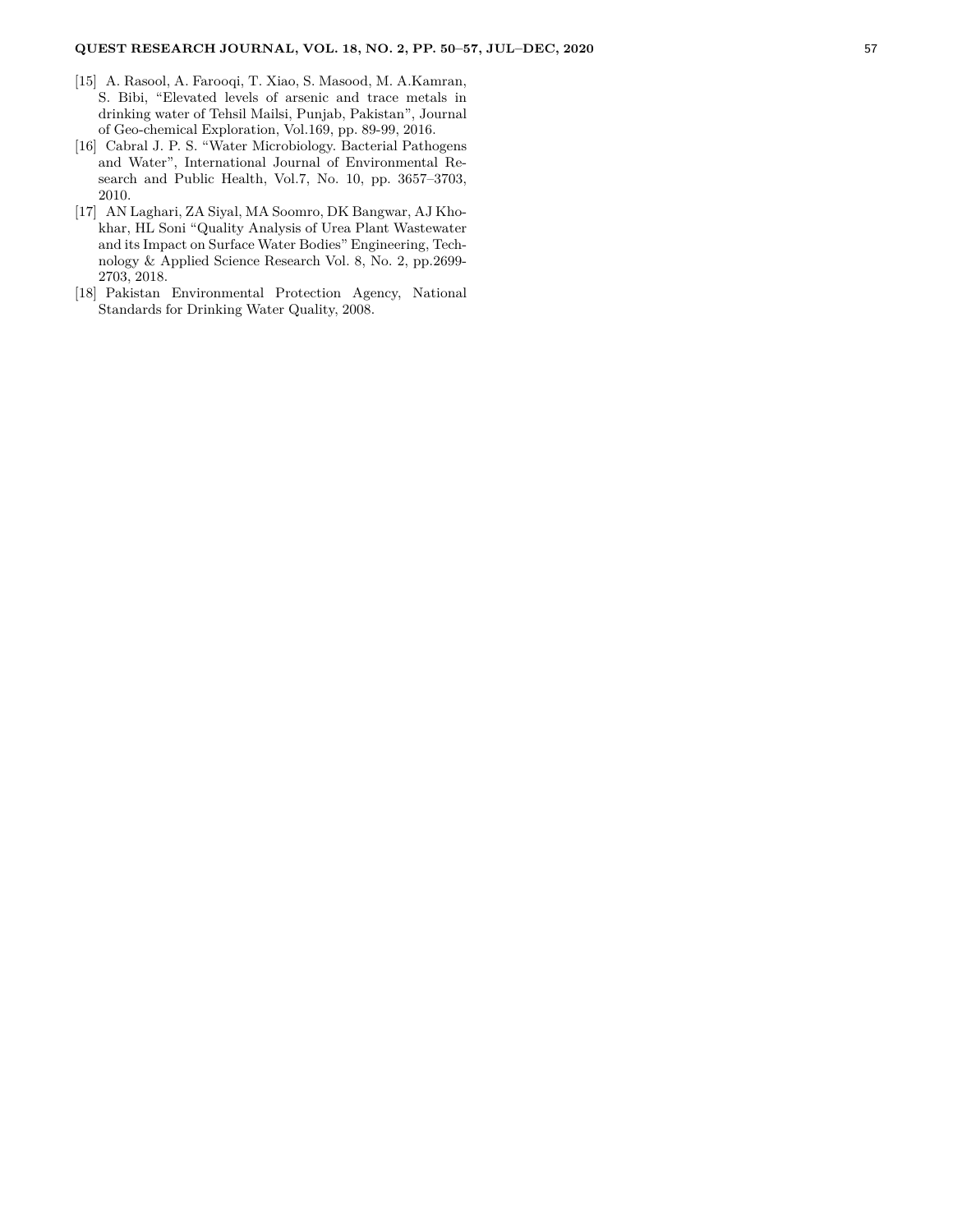[15] A. Rasool, A. Farooqi, T. Xiao, S. Masood, M. A.Kamran, S. Bibi, "Elevated levels of arsenic and trace metals in drinking water of Tehsil Mailsi, Punjab, Pakistan", Journal of Geo-chemical Exploration, Vol.169, pp. 89-99, 2016.

[16] Cabral J. P. S. "Water Microbiology. Bacterial Pathogens and Water", International Journal of Environmental Research and Public Health, Vol.7, No. 10, pp. 3657–3703, 2010.

[17] AN Laghari, ZA Siyal, MA Soomro, DK Bangwar, AJ Khokhar, HL Soni "Quality Analysis of Urea Plant Wastewater and its Impact on Surface Water Bodies" Engineering, Technology & Applied Science Research Vol. 8, No. 2, pp.2699-2703, 2018.

[18] Pakistan Environmental Protection Agency, National Standards for Drinking Water Quality, 2008.